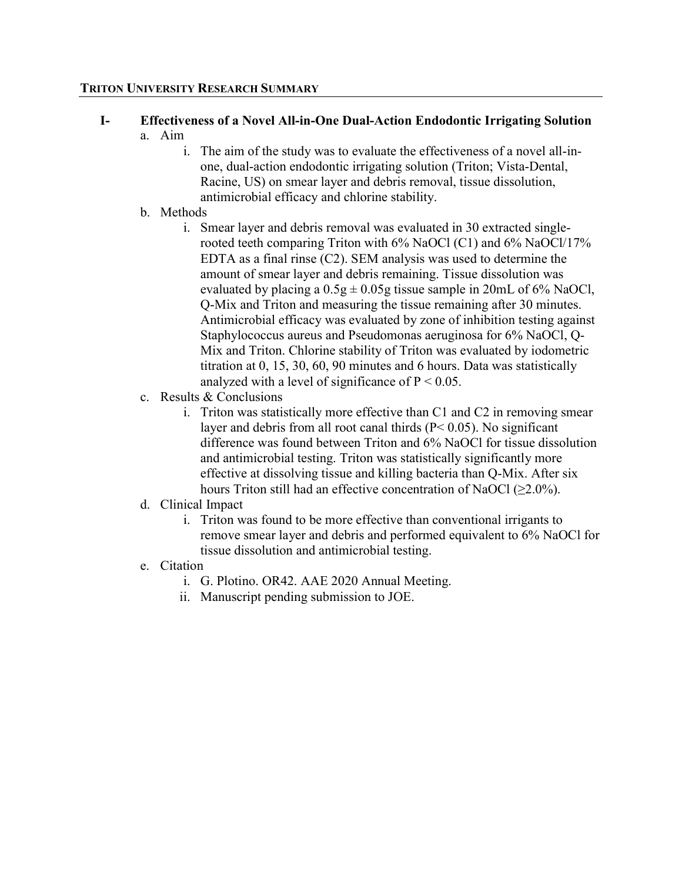**TRITON UNIVERSITY RESEARCH SUMMARY**

## I- Effectiveness of a Novel All-in-One Dual-Action Endodontic Irrigating Solution

a. Aim

   i. The aim of the study was to evaluate the effectiveness of a novel all-in-one, dual-action endodontic irrigating solution (Triton; Vista-Dental, Racine, US) on smear layer and debris removal, tissue dissolution, antimicrobial efficacy and chlorine stability.

b. Methods

   i. Smear layer and debris removal was evaluated in 30 extracted single-rooted teeth comparing Triton with 6% NaOCl (C1) and 6% NaOCl/17% EDTA as a final rinse (C2). SEM analysis was used to determine the amount of smear layer and debris remaining. Tissue dissolution was evaluated by placing a $0.5g \pm 0.05g$ tissue sample in 20mL of 6% NaOCl, Q-Mix and Triton and measuring the tissue remaining after 30 minutes. Antimicrobial efficacy was evaluated by zone of inhibition testing against Staphylococcus aureus and Pseudomonas aeruginosa for 6% NaOCl, Q-Mix and Triton. Chlorine stability of Triton was evaluated by iodometric titration at 0, 15, 30, 60, 90 minutes and 6 hours. Data was statistically analyzed with a level of significance of $P < 0.05$.

c. Results & Conclusions

   i. Triton was statistically more effective than C1 and C2 in removing smear layer and debris from all root canal thirds ($P < 0.05$). No significant difference was found between Triton and 6% NaOCl for tissue dissolution and antimicrobial testing. Triton was statistically significantly more effective at dissolving tissue and killing bacteria than Q-Mix. After six hours Triton still had an effective concentration of NaOCl ($\geq 2.0\%$).

d. Clinical Impact

   i. Triton was found to be more effective than conventional irrigants to remove smear layer and debris and performed equivalent to 6% NaOCl for tissue dissolution and antimicrobial testing.

e. Citation

   i. G. Plotino. OR42. AAE 2020 Annual Meeting.

   ii. Manuscript pending submission to JOE.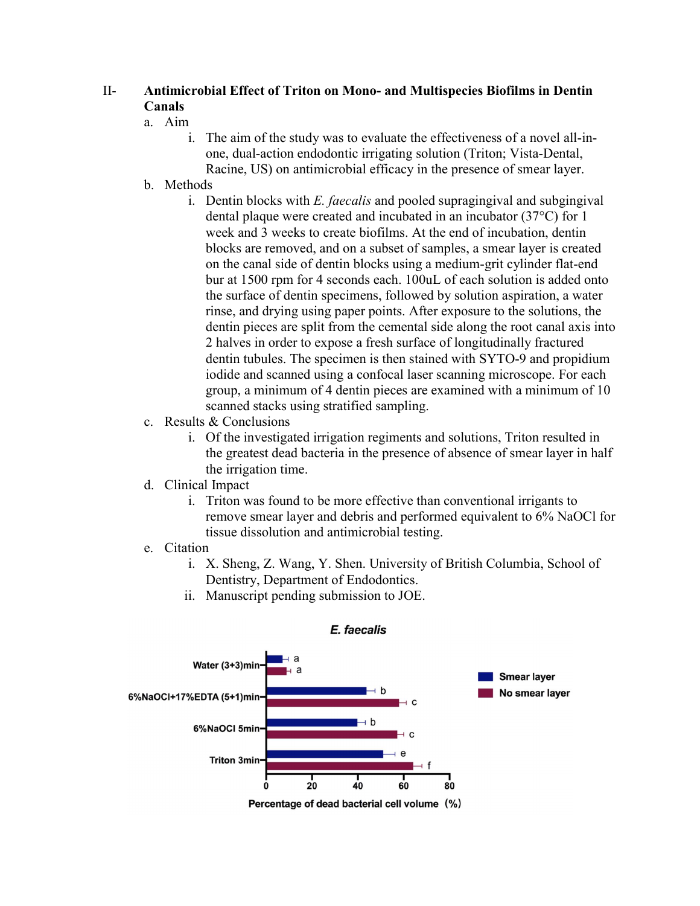II- **Antimicrobial Effect of Triton on Mono- and Multispecies Biofilms in Dentin Canals**

a. Aim

   i. The aim of the study was to evaluate the effectiveness of a novel all-in-one, dual-action endodontic irrigating solution (Triton; Vista-Dental, Racine, US) on antimicrobial efficacy in the presence of smear layer.

b. Methods

   i. Dentin blocks with *E. faecalis* and pooled supragingival and subgingival dental plaque were created and incubated in an incubator (37°C) for 1 week and 3 weeks to create biofilms. At the end of incubation, dentin blocks are removed, and on a subset of samples, a smear layer is created on the canal side of dentin blocks using a medium-grit cylinder flat-end bur at 1500 rpm for 4 seconds each. 100uL of each solution is added onto the surface of dentin specimens, followed by solution aspiration, a water rinse, and drying using paper points. After exposure to the solutions, the dentin pieces are split from the cemental side along the root canal axis into 2 halves in order to expose a fresh surface of longitudinally fractured dentin tubules. The specimen is then stained with SYTO-9 and propidium iodide and scanned using a confocal laser scanning microscope. For each group, a minimum of 4 dentin pieces are examined with a minimum of 10 scanned stacks using stratified sampling.

c. Results & Conclusions

   i. Of the investigated irrigation regiments and solutions, Triton resulted in the greatest dead bacteria in the presence of absence of smear layer in half the irrigation time.

d. Clinical Impact

   i. Triton was found to be more effective than conventional irrigants to remove smear layer and debris and performed equivalent to 6% NaOCl for tissue dissolution and antimicrobial testing.

e. Citation

   i. X. Sheng, Z. Wang, Y. Shen. University of British Columbia, School of Dentistry, Department of Endodontics.

   ii. Manuscript pending submission to JOE.

***E. faecalis***

| Group | Smear layer | No smear layer |
|---|---|---|
| Water (3+3)min | a | a |
| 6%NaOCl+17%EDTA (5+1)min | b | c |
| 6%NaOCl 5min | b | c |
| Triton 3min | e | f |

Percentage of dead bacterial cell volume (%)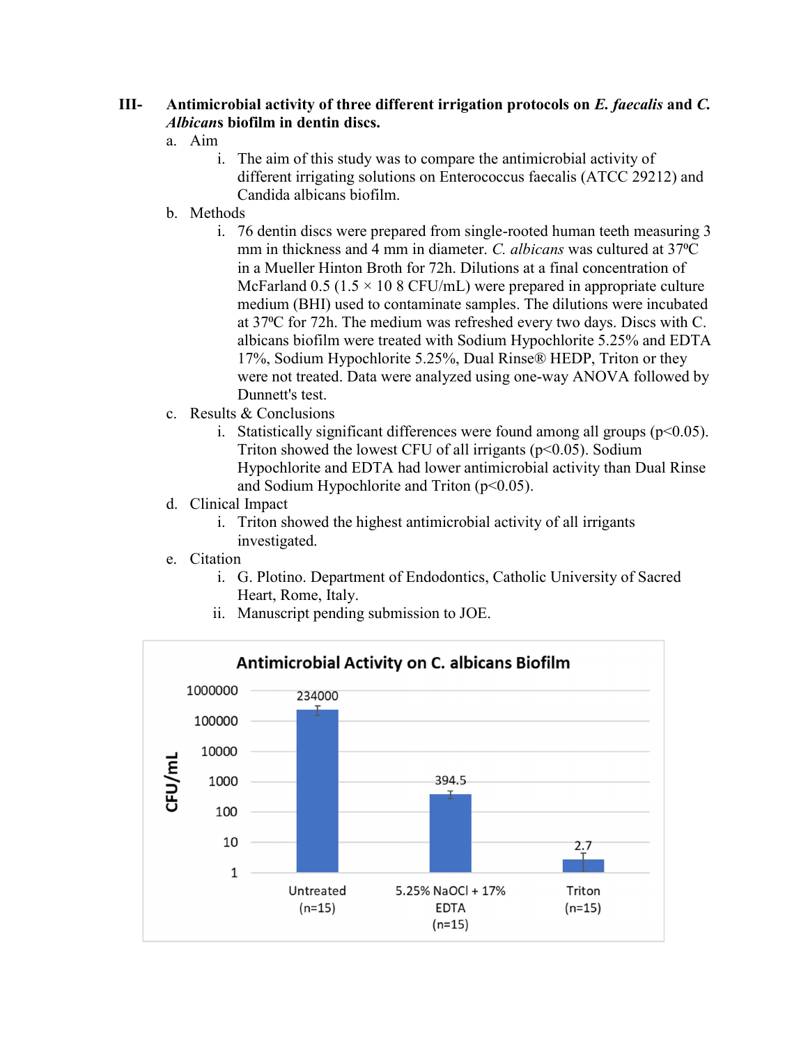## III- Antimicrobial activity of three different irrigation protocols on *E. faecalis* and *C. Albicans* biofilm in dentin discs.

a. Aim

   i. The aim of this study was to compare the antimicrobial activity of different irrigating solutions on Enterococcus faecalis (ATCC 29212) and Candida albicans biofilm.

b. Methods

   i. 76 dentin discs were prepared from single-rooted human teeth measuring 3 mm in thickness and 4 mm in diameter. *C. albicans* was cultured at 37ºC in a Mueller Hinton Broth for 72h. Dilutions at a final concentration of McFarland 0.5 (1.5 × 10 8 CFU/mL) were prepared in appropriate culture medium (BHI) used to contaminate samples. The dilutions were incubated at 37ºC for 72h. The medium was refreshed every two days. Discs with C. albicans biofilm were treated with Sodium Hypochlorite 5.25% and EDTA 17%, Sodium Hypochlorite 5.25%, Dual Rinse® HEDP, Triton or they were not treated. Data were analyzed using one-way ANOVA followed by Dunnett's test.

c. Results & Conclusions

   i. Statistically significant differences were found among all groups ($p<0.05$). Triton showed the lowest CFU of all irrigants ($p<0.05$). Sodium Hypochlorite and EDTA had lower antimicrobial activity than Dual Rinse and Sodium Hypochlorite and Triton ($p<0.05$).

d. Clinical Impact

   i. Triton showed the highest antimicrobial activity of all irrigants investigated.

e. Citation

   i. G. Plotino. Department of Endodontics, Catholic University of Sacred Heart, Rome, Italy.

   ii. Manuscript pending submission to JOE.

**Antimicrobial Activity on C. albicans Biofilm**

| Group | CFU/mL |
|---|---|
| Untreated (n=15) | 234000 |
| 5.25% NaOCl + 17% EDTA (n=15) | 394.5 |
| Triton (n=15) | 2.7 |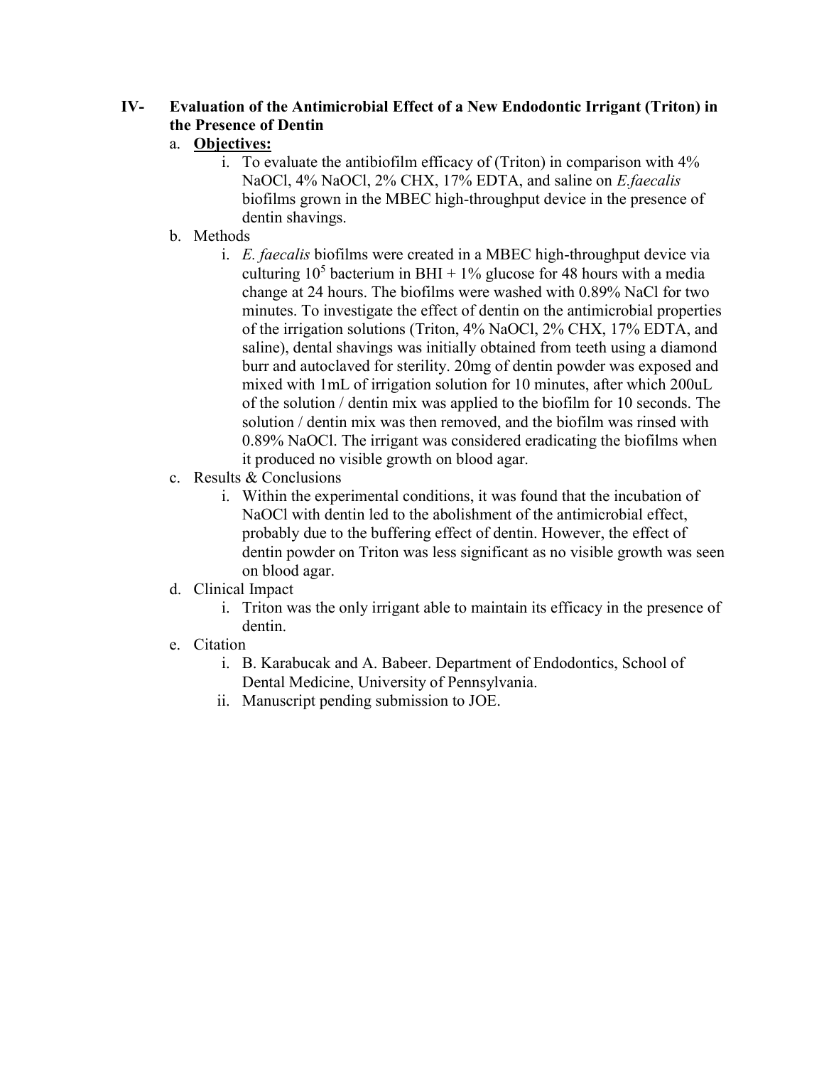## IV- Evaluation of the Antimicrobial Effect of a New Endodontic Irrigant (Triton) in the Presence of Dentin

a. **Objectives:**

   i. To evaluate the antibiofilm efficacy of (Triton) in comparison with 4% NaOCl, 4% NaOCl, 2% CHX, 17% EDTA, and saline on *E.faecalis* biofilms grown in the MBEC high-throughput device in the presence of dentin shavings.

b. Methods

   i. *E. faecalis* biofilms were created in a MBEC high-throughput device via culturing $10^5$ bacterium in BHI + 1% glucose for 48 hours with a media change at 24 hours. The biofilms were washed with 0.89% NaCl for two minutes. To investigate the effect of dentin on the antimicrobial properties of the irrigation solutions (Triton, 4% NaOCl, 2% CHX, 17% EDTA, and saline), dental shavings was initially obtained from teeth using a diamond burr and autoclaved for sterility. 20mg of dentin powder was exposed and mixed with 1mL of irrigation solution for 10 minutes, after which 200uL of the solution / dentin mix was applied to the biofilm for 10 seconds. The solution / dentin mix was then removed, and the biofilm was rinsed with 0.89% NaOCl. The irrigant was considered eradicating the biofilms when it produced no visible growth on blood agar.

c. Results & Conclusions

   i. Within the experimental conditions, it was found that the incubation of NaOCl with dentin led to the abolishment of the antimicrobial effect, probably due to the buffering effect of dentin. However, the effect of dentin powder on Triton was less significant as no visible growth was seen on blood agar.

d. Clinical Impact

   i. Triton was the only irrigant able to maintain its efficacy in the presence of dentin.

e. Citation

   i. B. Karabucak and A. Babeer. Department of Endodontics, School of Dental Medicine, University of Pennsylvania.

   ii. Manuscript pending submission to JOE.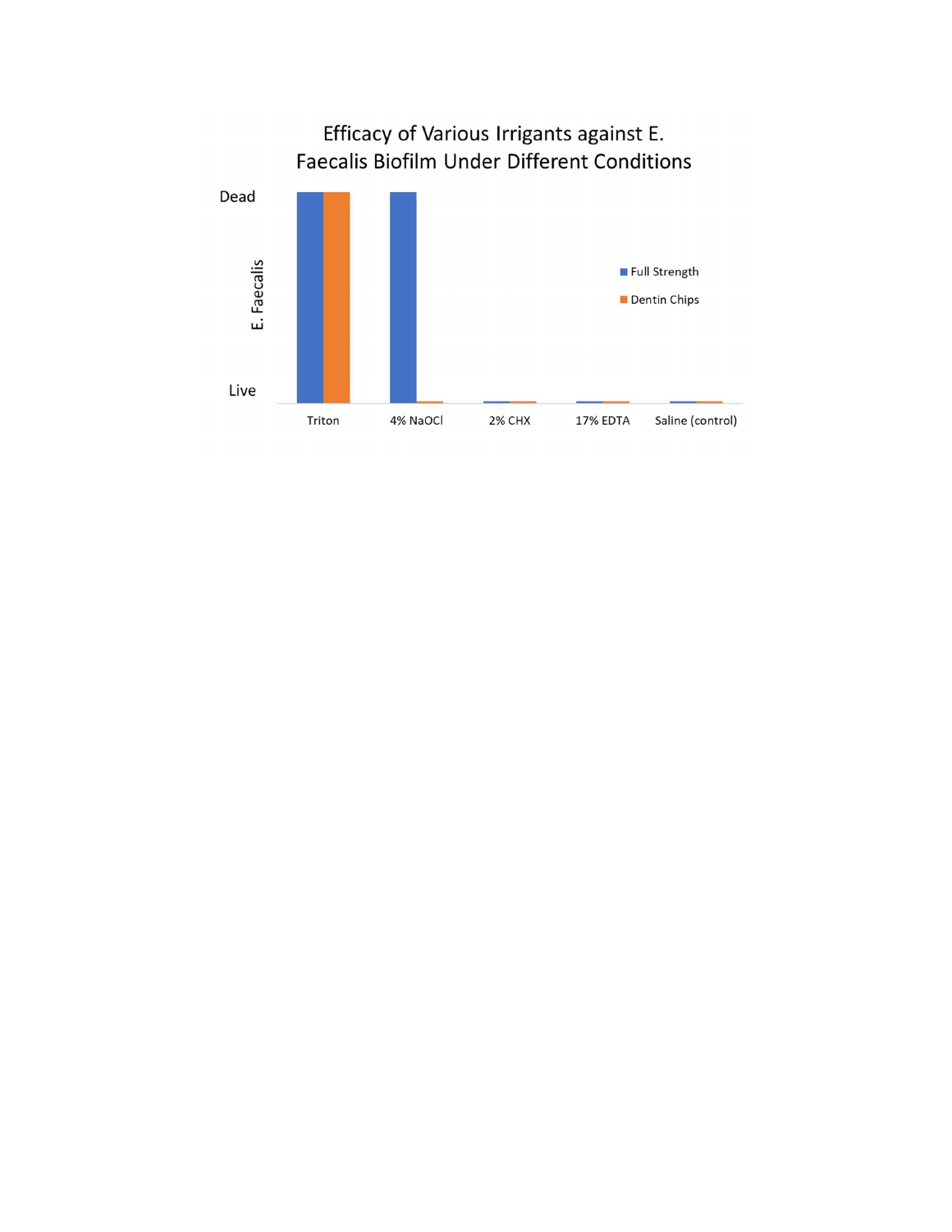Efficacy of Various Irrigants against E. Faecalis Biofilm Under Different Conditions

Dead

E. Faecalis

Live

Full Strength

Dentin Chips

Triton

4% NaOCl

2% CHX

17% EDTA

Saline (control)